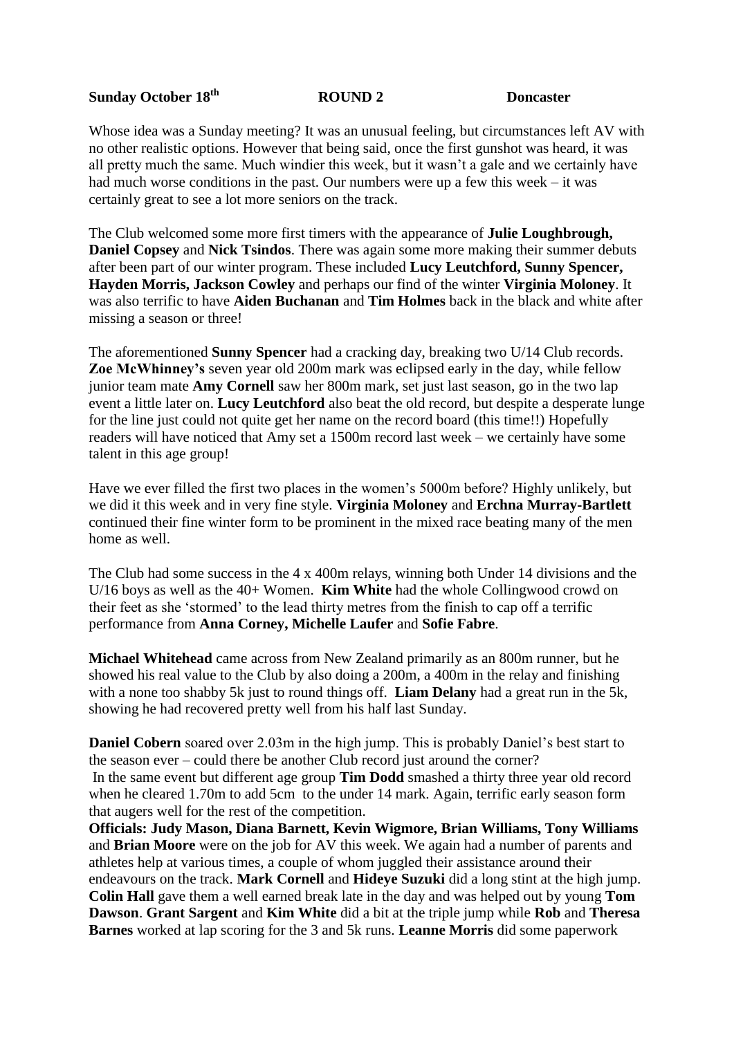**Sunday October 18th** **ROUND 2** **Doncaster**

Whose idea was a Sunday meeting? It was an unusual feeling, but circumstances left AV with no other realistic options. However that being said, once the first gunshot was heard, it was all pretty much the same. Much windier this week, but it wasn't a gale and we certainly have had much worse conditions in the past. Our numbers were up a few this week – it was certainly great to see a lot more seniors on the track.

The Club welcomed some more first timers with the appearance of **Julie Loughbrough, Daniel Copsey** and **Nick Tsindos**. There was again some more making their summer debuts after been part of our winter program. These included **Lucy Leutchford, Sunny Spencer, Hayden Morris, Jackson Cowley** and perhaps our find of the winter **Virginia Moloney**. It was also terrific to have **Aiden Buchanan** and **Tim Holmes** back in the black and white after missing a season or three!

The aforementioned **Sunny Spencer** had a cracking day, breaking two U/14 Club records. **Zoe McWhinney's** seven year old 200m mark was eclipsed early in the day, while fellow junior team mate **Amy Cornell** saw her 800m mark, set just last season, go in the two lap event a little later on. **Lucy Leutchford** also beat the old record, but despite a desperate lunge for the line just could not quite get her name on the record board (this time!!) Hopefully readers will have noticed that Amy set a 1500m record last week – we certainly have some talent in this age group!

Have we ever filled the first two places in the women's 5000m before? Highly unlikely, but we did it this week and in very fine style. **Virginia Moloney** and **Erchna Murray-Bartlett** continued their fine winter form to be prominent in the mixed race beating many of the men home as well.

The Club had some success in the 4 x 400m relays, winning both Under 14 divisions and the U/16 boys as well as the 40+ Women. **Kim White** had the whole Collingwood crowd on their feet as she 'stormed' to the lead thirty metres from the finish to cap off a terrific performance from **Anna Corney, Michelle Laufer** and **Sofie Fabre**.

**Michael Whitehead** came across from New Zealand primarily as an 800m runner, but he showed his real value to the Club by also doing a 200m, a 400m in the relay and finishing with a none too shabby 5k just to round things off. **Liam Delany** had a great run in the 5k, showing he had recovered pretty well from his half last Sunday.

**Daniel Cobern** soared over 2.03m in the high jump. This is probably Daniel's best start to the season ever – could there be another Club record just around the corner?
In the same event but different age group **Tim Dodd** smashed a thirty three year old record when he cleared 1.70m to add 5cm to the under 14 mark. Again, terrific early season form that augers well for the rest of the competition.
**Officials: Judy Mason, Diana Barnett, Kevin Wigmore, Brian Williams, Tony Williams** and **Brian Moore** were on the job for AV this week. We again had a number of parents and athletes help at various times, a couple of whom juggled their assistance around their endeavours on the track. **Mark Cornell** and **Hideye Suzuki** did a long stint at the high jump. **Colin Hall** gave them a well earned break late in the day and was helped out by young **Tom Dawson**. **Grant Sargent** and **Kim White** did a bit at the triple jump while **Rob** and **Theresa Barnes** worked at lap scoring for the 3 and 5k runs. **Leanne Morris** did some paperwork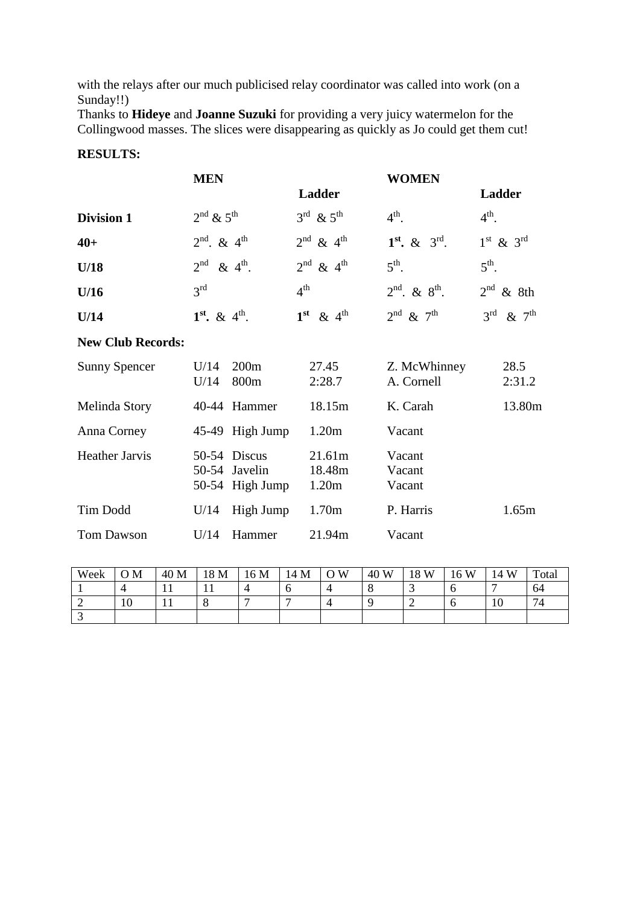with the relays after our much publicised relay coordinator was called into work (on a Sunday!!)
Thanks to **Hideye** and **Joanne Suzuki** for providing a very juicy watermelon for the Collingwood masses. The slices were disappearing as quickly as Jo could get them cut!

**RESULTS:**

| | MEN | Ladder | WOMEN | Ladder |
|---|---|---|---|---|
| **Division 1** | 2nd & 5th | 3rd & 5th | 4th. | 4th. |
| **40+** | 2nd. & 4th | 2nd & 4th | **1st.** & 3rd. | 1st & 3rd |
| **U/18** | 2nd & 4th. | 2nd & 4th | 5th. | 5th. |
| **U/16** | 3rd | 4th | 2nd. & 8th. | 2nd & 8th |
| **U/14** | **1st.** & 4th. | **1st** & 4th | 2nd & 7th | 3rd & 7th |

**New Club Records:**

| | | | | | |
|---|---|---|---|---|---|
| Sunny Spencer | U/14 | 200m | 27.45 | Z. McWhinney | 28.5 |
| | U/14 | 800m | 2:28.7 | A. Cornell | 2:31.2 |
| Melinda Story | 40-44 | Hammer | 18.15m | K. Carah | 13.80m |
| Anna Corney | 45-49 | High Jump | 1.20m | Vacant | |
| Heather Jarvis | 50-54 | Discus | 21.61m | Vacant | |
| | 50-54 | Javelin | 18.48m | Vacant | |
| | 50-54 | High Jump | 1.20m | Vacant | |
| Tim Dodd | U/14 | High Jump | 1.70m | P. Harris | 1.65m |
| Tom Dawson | U/14 | Hammer | 21.94m | Vacant | |

| Week | O M | 40 M | 18 M | 16 M | 14 M | O W | 40 W | 18 W | 16 W | 14 W | Total |
|---|---|---|---|---|---|---|---|---|---|---|---|
| 1 | 4 | 11 | 11 | 4 | 6 | 4 | 8 | 3 | 6 | 7 | 64 |
| 2 | 10 | 11 | 8 | 7 | 7 | 4 | 9 | 2 | 6 | 10 | 74 |
| 3 | | | | | | | | | | | |